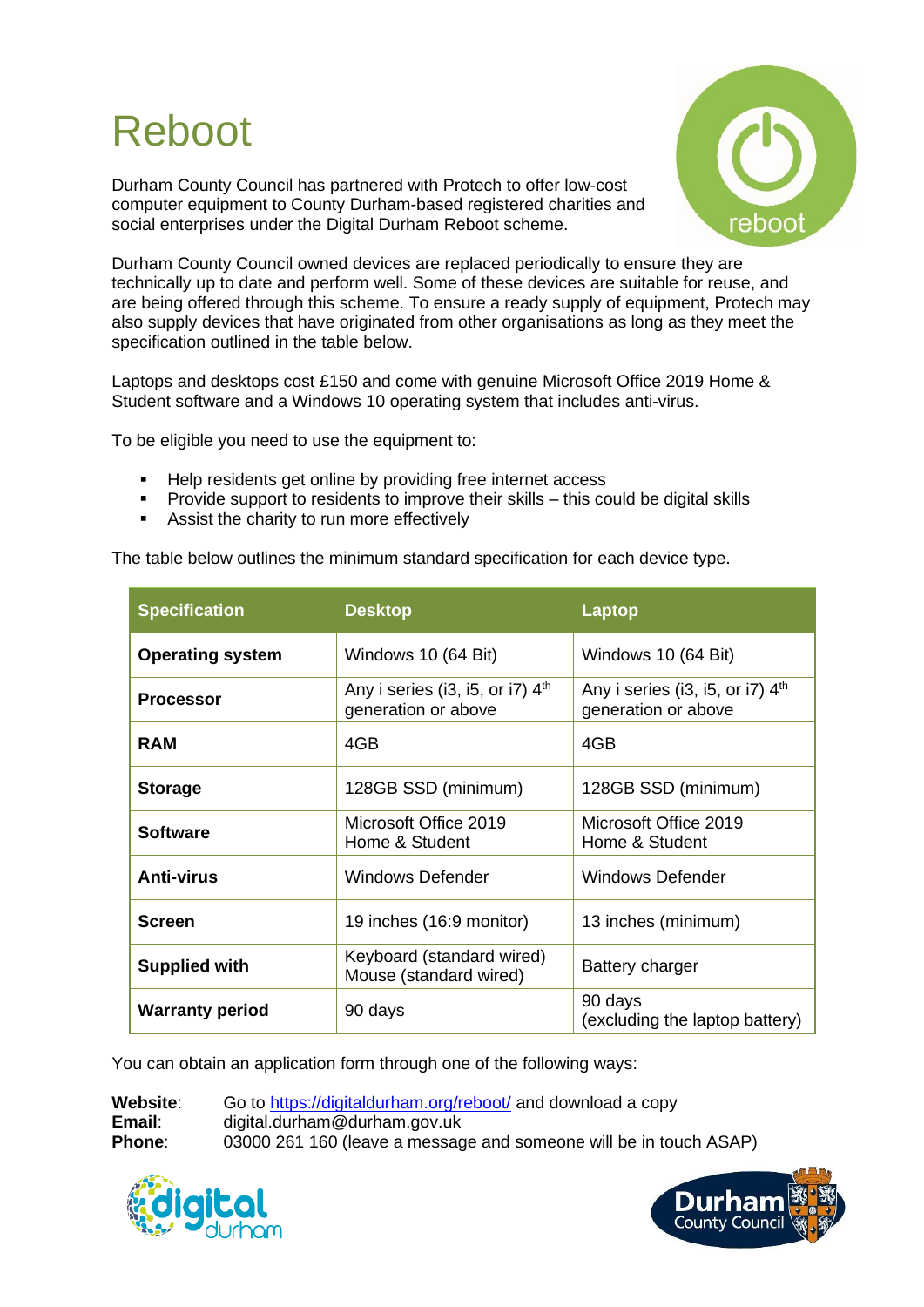# Reboot

Durham County Council has partnered with Protech to offer low-cost computer equipment to County Durham-based registered charities and social enterprises under the Digital Durham Reboot scheme.

Durham County Council owned devices are replaced periodically to ensure they are technically up to date and perform well. Some of these devices are suitable for reuse, and are being offered through this scheme. To ensure a ready supply of equipment, Protech may also supply devices that have originated from other organisations as long as they meet the specification outlined in the table below.

Laptops and desktops cost £150 and come with genuine Microsoft Office 2019 Home & Student software and a Windows 10 operating system that includes anti-virus.

To be eligible you need to use the equipment to:

- Help residents get online by providing free internet access
- Provide support to residents to improve their skills – this could be digital skills
- Assist the charity to run more effectively

The table below outlines the minimum standard specification for each device type.

| Specification | Desktop | Laptop |
|---|---|---|
| **Operating system** | Windows 10 (64 Bit) | Windows 10 (64 Bit) |
| **Processor** | Any i series (i3, i5, or i7) 4th generation or above | Any i series (i3, i5, or i7) 4th generation or above |
| **RAM** | 4GB | 4GB |
| **Storage** | 128GB SSD (minimum) | 128GB SSD (minimum) |
| **Software** | Microsoft Office 2019 Home & Student | Microsoft Office 2019 Home & Student |
| **Anti-virus** | Windows Defender | Windows Defender |
| **Screen** | 19 inches (16:9 monitor) | 13 inches (minimum) |
| **Supplied with** | Keyboard (standard wired) Mouse (standard wired) | Battery charger |
| **Warranty period** | 90 days | 90 days (excluding the laptop battery) |

You can obtain an application form through one of the following ways:

**Website**: Go to https://digitaldurham.org/reboot/ and download a copy
**Email**: digital.durham@durham.gov.uk
**Phone**: 03000 261 160 (leave a message and someone will be in touch ASAP)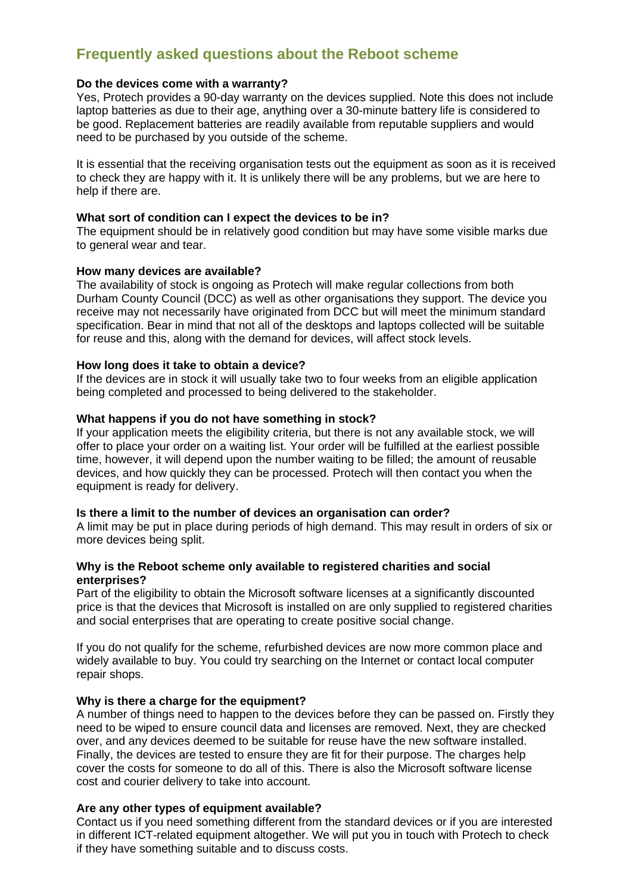## Frequently asked questions about the Reboot scheme

**Do the devices come with a warranty?**
Yes, Protech provides a 90-day warranty on the devices supplied. Note this does not include laptop batteries as due to their age, anything over a 30-minute battery life is considered to be good. Replacement batteries are readily available from reputable suppliers and would need to be purchased by you outside of the scheme.

It is essential that the receiving organisation tests out the equipment as soon as it is received to check they are happy with it. It is unlikely there will be any problems, but we are here to help if there are.

**What sort of condition can I expect the devices to be in?**
The equipment should be in relatively good condition but may have some visible marks due to general wear and tear.

**How many devices are available?**
The availability of stock is ongoing as Protech will make regular collections from both Durham County Council (DCC) as well as other organisations they support. The device you receive may not necessarily have originated from DCC but will meet the minimum standard specification. Bear in mind that not all of the desktops and laptops collected will be suitable for reuse and this, along with the demand for devices, will affect stock levels.

**How long does it take to obtain a device?**
If the devices are in stock it will usually take two to four weeks from an eligible application being completed and processed to being delivered to the stakeholder.

**What happens if you do not have something in stock?**
If your application meets the eligibility criteria, but there is not any available stock, we will offer to place your order on a waiting list. Your order will be fulfilled at the earliest possible time, however, it will depend upon the number waiting to be filled; the amount of reusable devices, and how quickly they can be processed. Protech will then contact you when the equipment is ready for delivery.

**Is there a limit to the number of devices an organisation can order?**
A limit may be put in place during periods of high demand. This may result in orders of six or more devices being split.

**Why is the Reboot scheme only available to registered charities and social enterprises?**
Part of the eligibility to obtain the Microsoft software licenses at a significantly discounted price is that the devices that Microsoft is installed on are only supplied to registered charities and social enterprises that are operating to create positive social change.

If you do not qualify for the scheme, refurbished devices are now more common place and widely available to buy. You could try searching on the Internet or contact local computer repair shops.

**Why is there a charge for the equipment?**
A number of things need to happen to the devices before they can be passed on. Firstly they need to be wiped to ensure council data and licenses are removed. Next, they are checked over, and any devices deemed to be suitable for reuse have the new software installed. Finally, the devices are tested to ensure they are fit for their purpose. The charges help cover the costs for someone to do all of this. There is also the Microsoft software license cost and courier delivery to take into account.

**Are any other types of equipment available?**
Contact us if you need something different from the standard devices or if you are interested in different ICT-related equipment altogether. We will put you in touch with Protech to check if they have something suitable and to discuss costs.